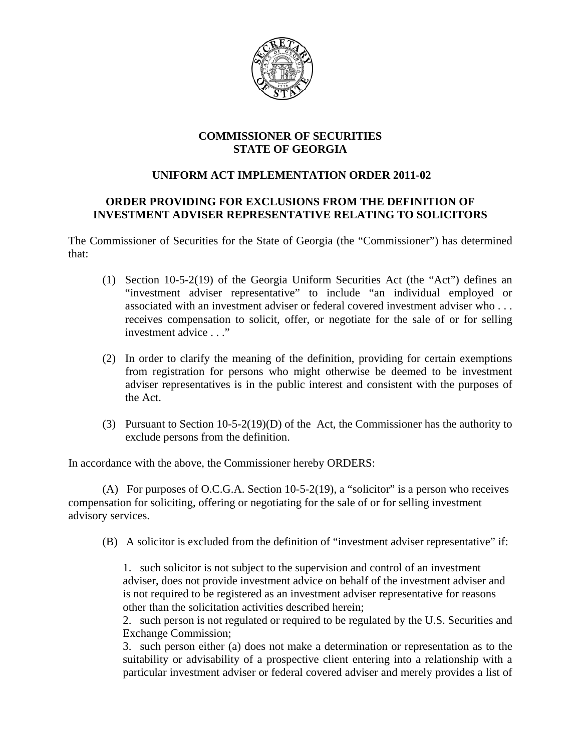**COMMISSIONER OF SECURITIES**
**STATE OF GEORGIA**

**UNIFORM ACT IMPLEMENTATION ORDER 2011-02**

**ORDER PROVIDING FOR EXCLUSIONS FROM THE DEFINITION OF INVESTMENT ADVISER REPRESENTATIVE RELATING TO SOLICITORS**

The Commissioner of Securities for the State of Georgia (the "Commissioner") has determined that:

(1) Section 10-5-2(19) of the Georgia Uniform Securities Act (the "Act") defines an "investment adviser representative" to include "an individual employed or associated with an investment adviser or federal covered investment adviser who . . . receives compensation to solicit, offer, or negotiate for the sale of or for selling investment advice . . ."

(2) In order to clarify the meaning of the definition, providing for certain exemptions from registration for persons who might otherwise be deemed to be investment adviser representatives is in the public interest and consistent with the purposes of the Act.

(3) Pursuant to Section 10-5-2(19)(D) of the Act, the Commissioner has the authority to exclude persons from the definition.

In accordance with the above, the Commissioner hereby ORDERS:

(A) For purposes of O.C.G.A. Section 10-5-2(19), a "solicitor" is a person who receives compensation for soliciting, offering or negotiating for the sale of or for selling investment advisory services.

(B) A solicitor is excluded from the definition of "investment adviser representative" if:

1. such solicitor is not subject to the supervision and control of an investment adviser, does not provide investment advice on behalf of the investment adviser and is not required to be registered as an investment adviser representative for reasons other than the solicitation activities described herein;
2. such person is not regulated or required to be regulated by the U.S. Securities and Exchange Commission;
3. such person either (a) does not make a determination or representation as to the suitability or advisability of a prospective client entering into a relationship with a particular investment adviser or federal covered adviser and merely provides a list of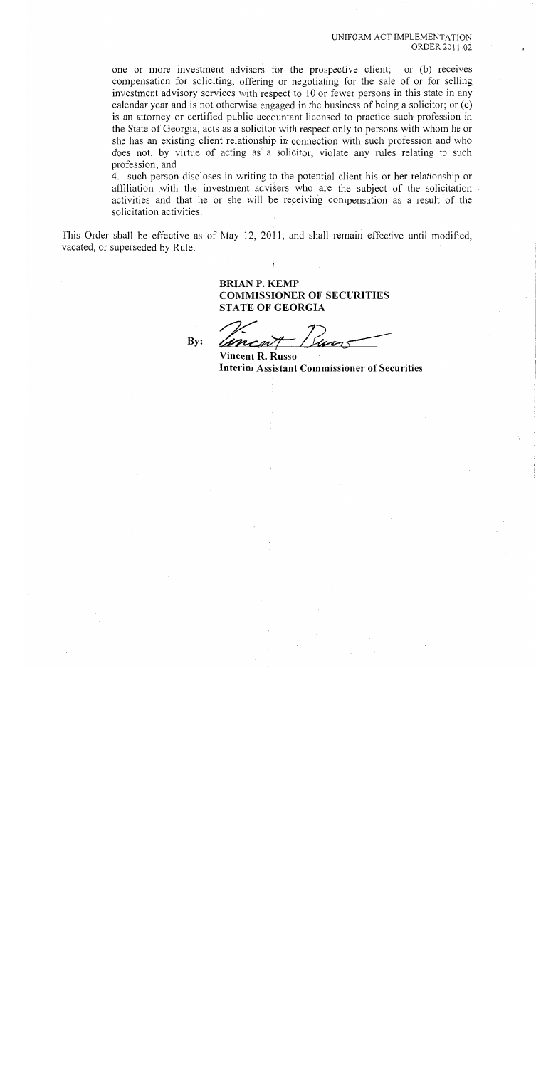one or more investment advisers for the prospective client; or (b) receives compensation for soliciting, offering or negotiating for the sale of or for selling investment advisory services with respect to 10 or fewer persons in this state in any calendar year and is not otherwise engaged in the business of being a solicitor; or (c) is an attorney or certified public accountant licensed to practice such profession in the State of Georgia, acts as a solicitor with respect only to persons with whom he or she has an existing client relationship in connection with such profession and who does not, by virtue of acting as a solicitor, violate any rules relating to such profession; and

4. such person discloses in writing to the potential client his or her relationship or affiliation with the investment advisers who are the subject of the solicitation activities and that he or she will be receiving compensation as a result of the solicitation activities.

This Order shall be effective as of May 12, 2011, and shall remain effective until modified, vacated, or superseded by Rule.

**BRIAN P. KEMP**
**COMMISSIONER OF SECURITIES**
**STATE OF GEORGIA**

By: *Vincent Russo*

**Vincent R. Russo**
**Interim Assistant Commissioner of Securities**